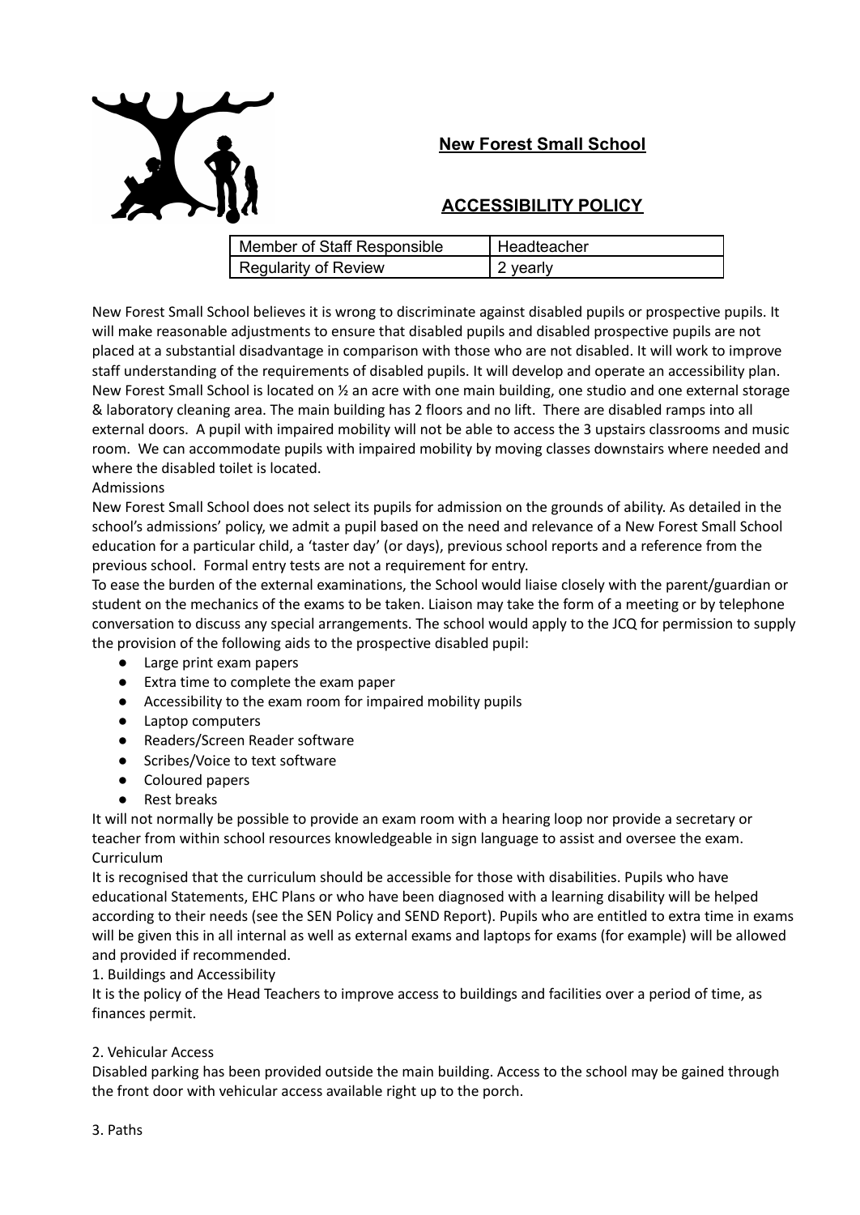## New Forest Small School

## ACCESSIBILITY POLICY

| Member of Staff Responsible | Headteacher |
|---|---|
| Regularity of Review | 2 yearly |

New Forest Small School believes it is wrong to discriminate against disabled pupils or prospective pupils. It will make reasonable adjustments to ensure that disabled pupils and disabled prospective pupils are not placed at a substantial disadvantage in comparison with those who are not disabled. It will work to improve staff understanding of the requirements of disabled pupils. It will develop and operate an accessibility plan. New Forest Small School is located on ½ an acre with one main building, one studio and one external storage & laboratory cleaning area. The main building has 2 floors and no lift. There are disabled ramps into all external doors. A pupil with impaired mobility will not be able to access the 3 upstairs classrooms and music room. We can accommodate pupils with impaired mobility by moving classes downstairs where needed and where the disabled toilet is located.

Admissions

New Forest Small School does not select its pupils for admission on the grounds of ability. As detailed in the school's admissions' policy, we admit a pupil based on the need and relevance of a New Forest Small School education for a particular child, a 'taster day' (or days), previous school reports and a reference from the previous school. Formal entry tests are not a requirement for entry.

To ease the burden of the external examinations, the School would liaise closely with the parent/guardian or student on the mechanics of the exams to be taken. Liaison may take the form of a meeting or by telephone conversation to discuss any special arrangements. The school would apply to the JCQ for permission to supply the provision of the following aids to the prospective disabled pupil:

- Large print exam papers
- Extra time to complete the exam paper
- Accessibility to the exam room for impaired mobility pupils
- Laptop computers
- Readers/Screen Reader software
- Scribes/Voice to text software
- Coloured papers
- Rest breaks

It will not normally be possible to provide an exam room with a hearing loop nor provide a secretary or teacher from within school resources knowledgeable in sign language to assist and oversee the exam.

Curriculum

It is recognised that the curriculum should be accessible for those with disabilities. Pupils who have educational Statements, EHC Plans or who have been diagnosed with a learning disability will be helped according to their needs (see the SEN Policy and SEND Report). Pupils who are entitled to extra time in exams will be given this in all internal as well as external exams and laptops for exams (for example) will be allowed and provided if recommended.

1. Buildings and Accessibility

It is the policy of the Head Teachers to improve access to buildings and facilities over a period of time, as finances permit.

2. Vehicular Access

Disabled parking has been provided outside the main building. Access to the school may be gained through the front door with vehicular access available right up to the porch.

3. Paths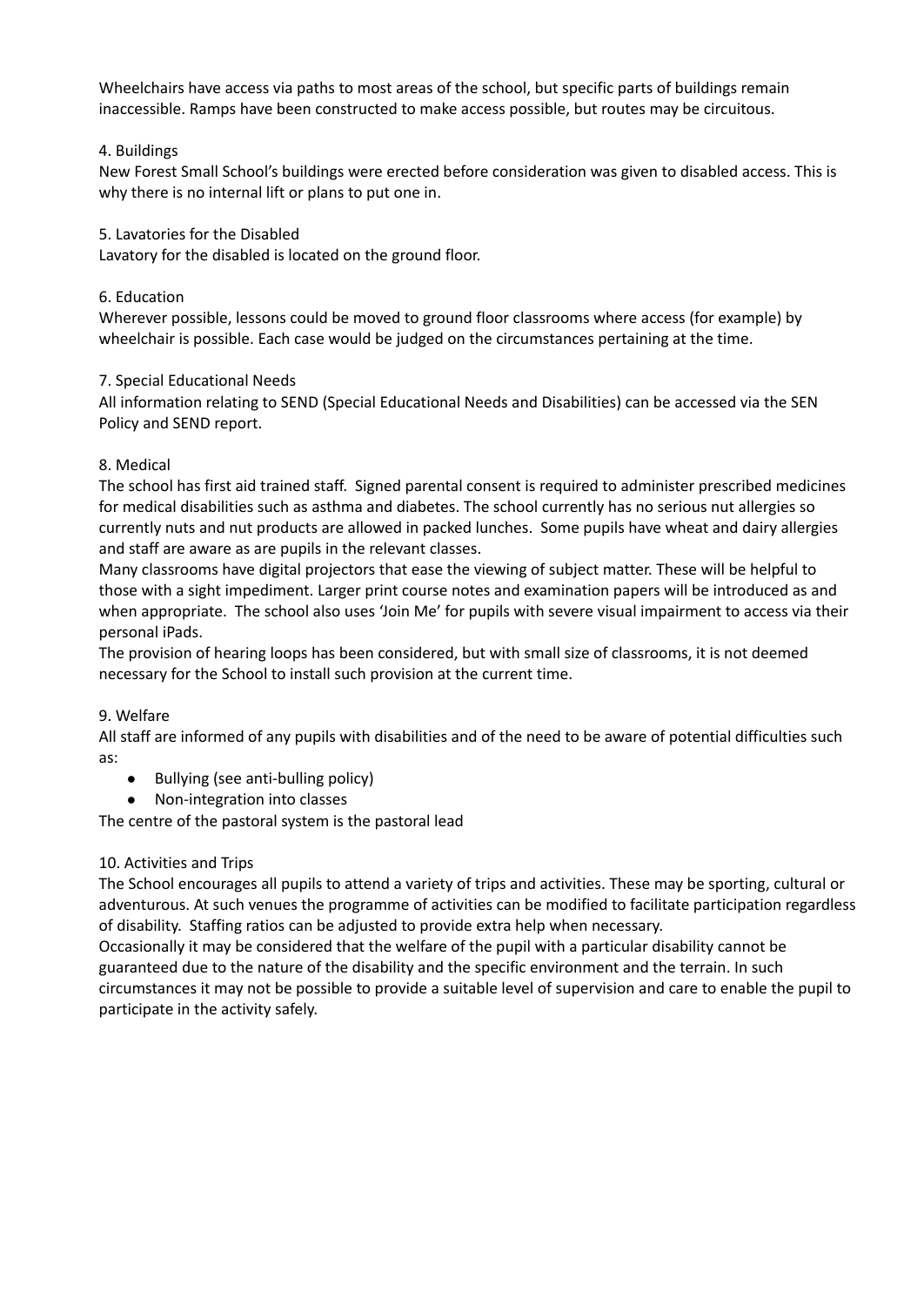Wheelchairs have access via paths to most areas of the school, but specific parts of buildings remain inaccessible. Ramps have been constructed to make access possible, but routes may be circuitous.

4. Buildings

New Forest Small School's buildings were erected before consideration was given to disabled access. This is why there is no internal lift or plans to put one in.

5. Lavatories for the Disabled

Lavatory for the disabled is located on the ground floor.

6. Education

Wherever possible, lessons could be moved to ground floor classrooms where access (for example) by wheelchair is possible. Each case would be judged on the circumstances pertaining at the time.

7. Special Educational Needs

All information relating to SEND (Special Educational Needs and Disabilities) can be accessed via the SEN Policy and SEND report.

8. Medical

The school has first aid trained staff. Signed parental consent is required to administer prescribed medicines for medical disabilities such as asthma and diabetes. The school currently has no serious nut allergies so currently nuts and nut products are allowed in packed lunches. Some pupils have wheat and dairy allergies and staff are aware as are pupils in the relevant classes.

Many classrooms have digital projectors that ease the viewing of subject matter. These will be helpful to those with a sight impediment. Larger print course notes and examination papers will be introduced as and when appropriate. The school also uses 'Join Me' for pupils with severe visual impairment to access via their personal iPads.

The provision of hearing loops has been considered, but with small size of classrooms, it is not deemed necessary for the School to install such provision at the current time.

9. Welfare

All staff are informed of any pupils with disabilities and of the need to be aware of potential difficulties such as:

- Bullying (see anti-bulling policy)
- Non-integration into classes

The centre of the pastoral system is the pastoral lead

10. Activities and Trips

The School encourages all pupils to attend a variety of trips and activities. These may be sporting, cultural or adventurous. At such venues the programme of activities can be modified to facilitate participation regardless of disability. Staffing ratios can be adjusted to provide extra help when necessary.

Occasionally it may be considered that the welfare of the pupil with a particular disability cannot be guaranteed due to the nature of the disability and the specific environment and the terrain. In such circumstances it may not be possible to provide a suitable level of supervision and care to enable the pupil to participate in the activity safely.